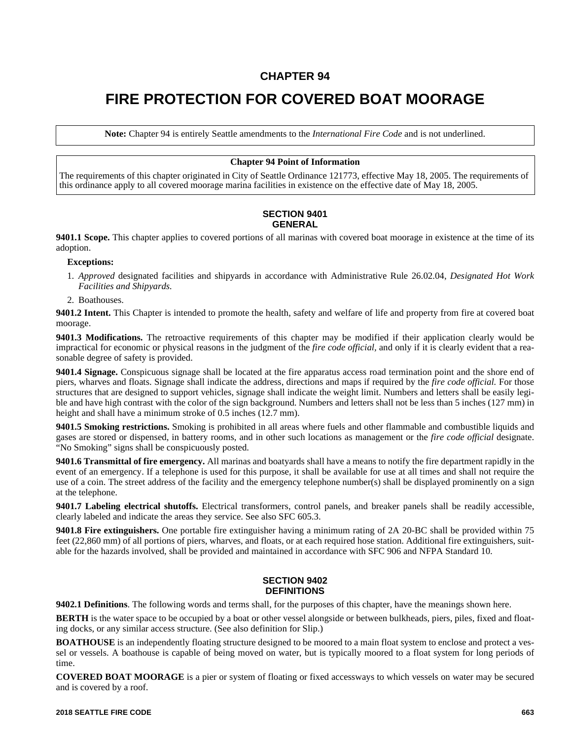# CHAPTER 94

# FIRE PROTECTION FOR COVERED BOAT MOORAGE

**Note:** Chapter 94 is entirely Seattle amendments to the *International Fire Code* and is not underlined.

**Chapter 94 Point of Information**

The requirements of this chapter originated in City of Seattle Ordinance 121773, effective May 18, 2005. The requirements of this ordinance apply to all covered moorage marina facilities in existence on the effective date of May 18, 2005.

## SECTION 9401
## GENERAL

**9401.1 Scope.** This chapter applies to covered portions of all marinas with covered boat moorage in existence at the time of its adoption.

**Exceptions:**

1. *Approved* designated facilities and shipyards in accordance with Administrative Rule 26.02.04, *Designated Hot Work Facilities and Shipyards.*
2. Boathouses.

**9401.2 Intent.** This Chapter is intended to promote the health, safety and welfare of life and property from fire at covered boat moorage.

**9401.3 Modifications.** The retroactive requirements of this chapter may be modified if their application clearly would be impractical for economic or physical reasons in the judgment of the *fire code official*, and only if it is clearly evident that a reasonable degree of safety is provided.

**9401.4 Signage.** Conspicuous signage shall be located at the fire apparatus access road termination point and the shore end of piers, wharves and floats. Signage shall indicate the address, directions and maps if required by the *fire code official.* For those structures that are designed to support vehicles, signage shall indicate the weight limit. Numbers and letters shall be easily legible and have high contrast with the color of the sign background. Numbers and letters shall not be less than 5 inches (127 mm) in height and shall have a minimum stroke of 0.5 inches (12.7 mm).

**9401.5 Smoking restrictions.** Smoking is prohibited in all areas where fuels and other flammable and combustible liquids and gases are stored or dispensed, in battery rooms, and in other such locations as management or the *fire code official* designate. “No Smoking” signs shall be conspicuously posted.

**9401.6 Transmittal of fire emergency.** All marinas and boatyards shall have a means to notify the fire department rapidly in the event of an emergency. If a telephone is used for this purpose, it shall be available for use at all times and shall not require the use of a coin. The street address of the facility and the emergency telephone number(s) shall be displayed prominently on a sign at the telephone.

**9401.7 Labeling electrical shutoffs.** Electrical transformers, control panels, and breaker panels shall be readily accessible, clearly labeled and indicate the areas they service. See also SFC 605.3.

**9401.8 Fire extinguishers.** One portable fire extinguisher having a minimum rating of 2A 20-BC shall be provided within 75 feet (22,860 mm) of all portions of piers, wharves, and floats, or at each required hose station. Additional fire extinguishers, suitable for the hazards involved, shall be provided and maintained in accordance with SFC 906 and NFPA Standard 10.

## SECTION 9402
## DEFINITIONS

**9402.1 Definitions**. The following words and terms shall, for the purposes of this chapter, have the meanings shown here.

**BERTH** is the water space to be occupied by a boat or other vessel alongside or between bulkheads, piers, piles, fixed and floating docks, or any similar access structure. (See also definition for Slip.)

**BOATHOUSE** is an independently floating structure designed to be moored to a main float system to enclose and protect a vessel or vessels. A boathouse is capable of being moved on water, but is typically moored to a float system for long periods of time.

**COVERED BOAT MOORAGE** is a pier or system of floating or fixed accessways to which vessels on water may be secured and is covered by a roof.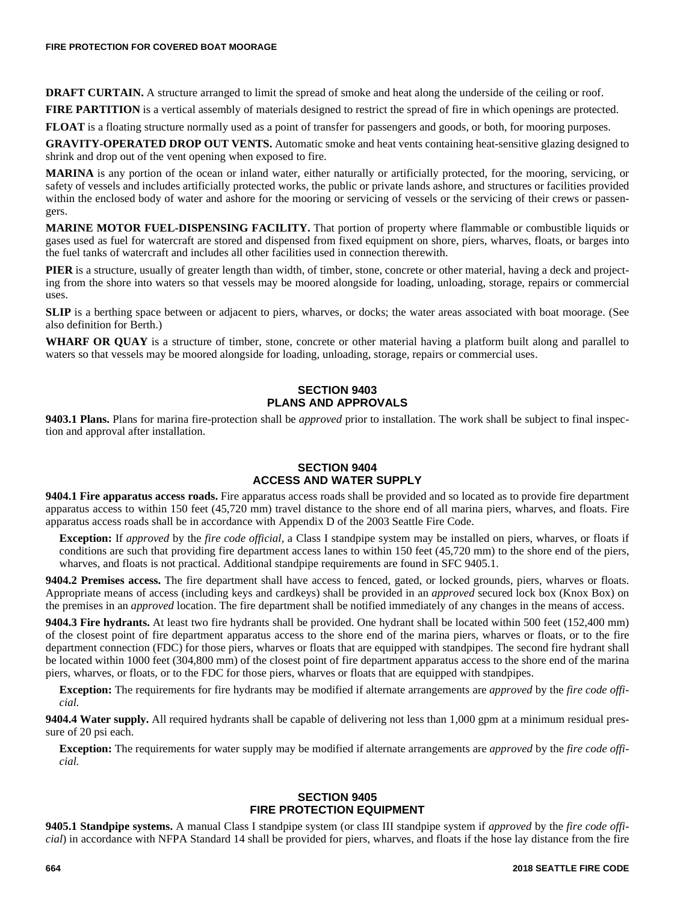**DRAFT CURTAIN.** A structure arranged to limit the spread of smoke and heat along the underside of the ceiling or roof.

**FIRE PARTITION** is a vertical assembly of materials designed to restrict the spread of fire in which openings are protected.

**FLOAT** is a floating structure normally used as a point of transfer for passengers and goods, or both, for mooring purposes.

**GRAVITY-OPERATED DROP OUT VENTS.** Automatic smoke and heat vents containing heat-sensitive glazing designed to shrink and drop out of the vent opening when exposed to fire.

**MARINA** is any portion of the ocean or inland water, either naturally or artificially protected, for the mooring, servicing, or safety of vessels and includes artificially protected works, the public or private lands ashore, and structures or facilities provided within the enclosed body of water and ashore for the mooring or servicing of vessels or the servicing of their crews or passengers.

**MARINE MOTOR FUEL-DISPENSING FACILITY.** That portion of property where flammable or combustible liquids or gases used as fuel for watercraft are stored and dispensed from fixed equipment on shore, piers, wharves, floats, or barges into the fuel tanks of watercraft and includes all other facilities used in connection therewith.

**PIER** is a structure, usually of greater length than width, of timber, stone, concrete or other material, having a deck and projecting from the shore into waters so that vessels may be moored alongside for loading, unloading, storage, repairs or commercial uses.

**SLIP** is a berthing space between or adjacent to piers, wharves, or docks; the water areas associated with boat moorage. (See also definition for Berth.)

**WHARF OR QUAY** is a structure of timber, stone, concrete or other material having a platform built along and parallel to waters so that vessels may be moored alongside for loading, unloading, storage, repairs or commercial uses.

## SECTION 9403
## PLANS AND APPROVALS

**9403.1 Plans.** Plans for marina fire-protection shall be *approved* prior to installation. The work shall be subject to final inspection and approval after installation.

## SECTION 9404
## ACCESS AND WATER SUPPLY

**9404.1 Fire apparatus access roads.** Fire apparatus access roads shall be provided and so located as to provide fire department apparatus access to within 150 feet (45,720 mm) travel distance to the shore end of all marina piers, wharves, and floats. Fire apparatus access roads shall be in accordance with Appendix D of the 2003 Seattle Fire Code.

**Exception:** If *approved* by the *fire code official*, a Class I standpipe system may be installed on piers, wharves, or floats if conditions are such that providing fire department access lanes to within 150 feet (45,720 mm) to the shore end of the piers, wharves, and floats is not practical. Additional standpipe requirements are found in SFC 9405.1.

**9404.2 Premises access.** The fire department shall have access to fenced, gated, or locked grounds, piers, wharves or floats. Appropriate means of access (including keys and cardkeys) shall be provided in an *approved* secured lock box (Knox Box) on the premises in an *approved* location. The fire department shall be notified immediately of any changes in the means of access.

**9404.3 Fire hydrants.** At least two fire hydrants shall be provided. One hydrant shall be located within 500 feet (152,400 mm) of the closest point of fire department apparatus access to the shore end of the marina piers, wharves or floats, or to the fire department connection (FDC) for those piers, wharves or floats that are equipped with standpipes. The second fire hydrant shall be located within 1000 feet (304,800 mm) of the closest point of fire department apparatus access to the shore end of the marina piers, wharves, or floats, or to the FDC for those piers, wharves or floats that are equipped with standpipes.

**Exception:** The requirements for fire hydrants may be modified if alternate arrangements are *approved* by the *fire code official.*

**9404.4 Water supply.** All required hydrants shall be capable of delivering not less than 1,000 gpm at a minimum residual pressure of 20 psi each.

**Exception:** The requirements for water supply may be modified if alternate arrangements are *approved* by the *fire code official.*

## SECTION 9405
## FIRE PROTECTION EQUIPMENT

**9405.1 Standpipe systems.** A manual Class I standpipe system (or class III standpipe system if *approved* by the *fire code official*) in accordance with NFPA Standard 14 shall be provided for piers, wharves, and floats if the hose lay distance from the fire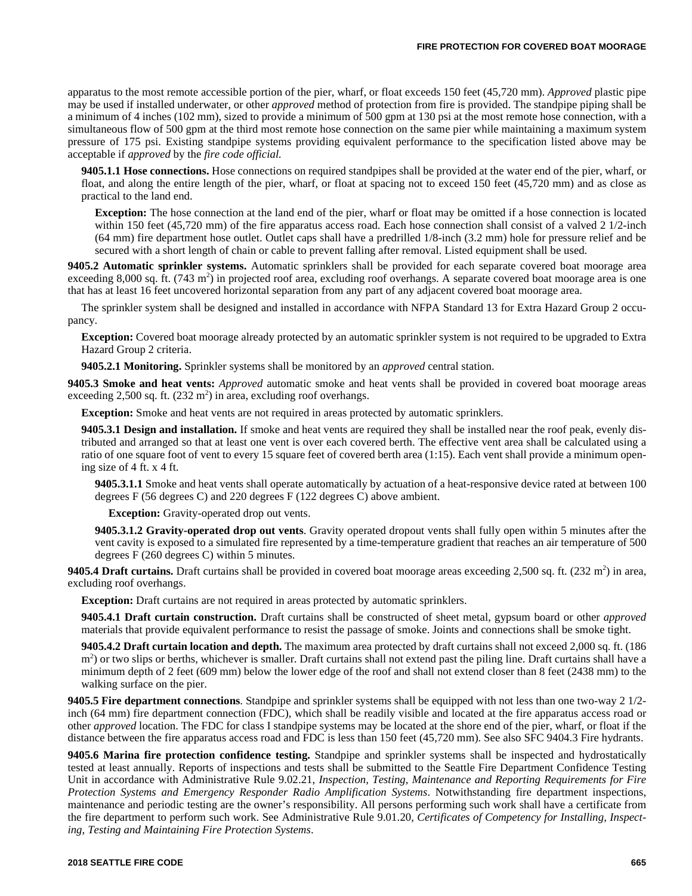apparatus to the most remote accessible portion of the pier, wharf, or float exceeds 150 feet (45,720 mm). *Approved* plastic pipe may be used if installed underwater, or other *approved* method of protection from fire is provided. The standpipe piping shall be a minimum of 4 inches (102 mm), sized to provide a minimum of 500 gpm at 130 psi at the most remote hose connection, with a simultaneous flow of 500 gpm at the third most remote hose connection on the same pier while maintaining a maximum system pressure of 175 psi. Existing standpipe systems providing equivalent performance to the specification listed above may be acceptable if *approved* by the *fire code official.*

**9405.1.1 Hose connections.** Hose connections on required standpipes shall be provided at the water end of the pier, wharf, or float, and along the entire length of the pier, wharf, or float at spacing not to exceed 150 feet (45,720 mm) and as close as practical to the land end.

**Exception:** The hose connection at the land end of the pier, wharf or float may be omitted if a hose connection is located within 150 feet (45,720 mm) of the fire apparatus access road. Each hose connection shall consist of a valved 2 1/2-inch (64 mm) fire department hose outlet. Outlet caps shall have a predrilled 1/8-inch (3.2 mm) hole for pressure relief and be secured with a short length of chain or cable to prevent falling after removal. Listed equipment shall be used.

**9405.2 Automatic sprinkler systems.** Automatic sprinklers shall be provided for each separate covered boat moorage area exceeding 8,000 sq. ft. (743 $m^2$) in projected roof area, excluding roof overhangs. A separate covered boat moorage area is one that has at least 16 feet uncovered horizontal separation from any part of any adjacent covered boat moorage area.

The sprinkler system shall be designed and installed in accordance with NFPA Standard 13 for Extra Hazard Group 2 occupancy.

**Exception:** Covered boat moorage already protected by an automatic sprinkler system is not required to be upgraded to Extra Hazard Group 2 criteria.

**9405.2.1 Monitoring.** Sprinkler systems shall be monitored by an *approved* central station.

**9405.3 Smoke and heat vents:** *Approved* automatic smoke and heat vents shall be provided in covered boat moorage areas exceeding 2,500 sq. ft. (232 $m^2$) in area, excluding roof overhangs.

**Exception:** Smoke and heat vents are not required in areas protected by automatic sprinklers.

**9405.3.1 Design and installation.** If smoke and heat vents are required they shall be installed near the roof peak, evenly distributed and arranged so that at least one vent is over each covered berth. The effective vent area shall be calculated using a ratio of one square foot of vent to every 15 square feet of covered berth area (1:15). Each vent shall provide a minimum opening size of 4 ft. x 4 ft.

**9405.3.1.1** Smoke and heat vents shall operate automatically by actuation of a heat-responsive device rated at between 100 degrees F (56 degrees C) and 220 degrees F (122 degrees C) above ambient.

**Exception:** Gravity-operated drop out vents.

**9405.3.1.2 Gravity-operated drop out vents**. Gravity operated dropout vents shall fully open within 5 minutes after the vent cavity is exposed to a simulated fire represented by a time-temperature gradient that reaches an air temperature of 500 degrees F (260 degrees C) within 5 minutes.

**9405.4 Draft curtains.** Draft curtains shall be provided in covered boat moorage areas exceeding 2,500 sq. ft. (232 $m^2$) in area, excluding roof overhangs.

**Exception:** Draft curtains are not required in areas protected by automatic sprinklers.

**9405.4.1 Draft curtain construction.** Draft curtains shall be constructed of sheet metal, gypsum board or other *approved* materials that provide equivalent performance to resist the passage of smoke. Joints and connections shall be smoke tight.

**9405.4.2 Draft curtain location and depth.** The maximum area protected by draft curtains shall not exceed 2,000 sq. ft. (186 $m^2$) or two slips or berths, whichever is smaller. Draft curtains shall not extend past the piling line. Draft curtains shall have a minimum depth of 2 feet (609 mm) below the lower edge of the roof and shall not extend closer than 8 feet (2438 mm) to the walking surface on the pier.

**9405.5 Fire department connections**. Standpipe and sprinkler systems shall be equipped with not less than one two-way 2 1/2-inch (64 mm) fire department connection (FDC), which shall be readily visible and located at the fire apparatus access road or other *approved* location. The FDC for class I standpipe systems may be located at the shore end of the pier, wharf, or float if the distance between the fire apparatus access road and FDC is less than 150 feet (45,720 mm). See also SFC 9404.3 Fire hydrants.

**9405.6 Marina fire protection confidence testing.** Standpipe and sprinkler systems shall be inspected and hydrostatically tested at least annually. Reports of inspections and tests shall be submitted to the Seattle Fire Department Confidence Testing Unit in accordance with Administrative Rule 9.02.21, *Inspection, Testing, Maintenance and Reporting Requirements for Fire Protection Systems and Emergency Responder Radio Amplification Systems*. Notwithstanding fire department inspections, maintenance and periodic testing are the owner's responsibility. All persons performing such work shall have a certificate from the fire department to perform such work. See Administrative Rule 9.01.20, *Certificates of Competency for Installing, Inspecting, Testing and Maintaining Fire Protection Systems*.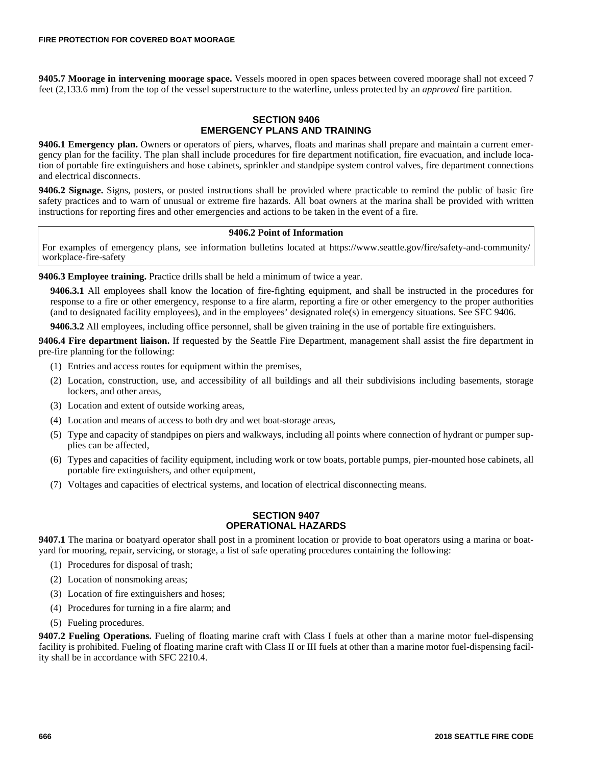**9405.7 Moorage in intervening moorage space.** Vessels moored in open spaces between covered moorage shall not exceed 7 feet (2,133.6 mm) from the top of the vessel superstructure to the waterline, unless protected by an *approved* fire partition.

## SECTION 9406
## EMERGENCY PLANS AND TRAINING

**9406.1 Emergency plan.** Owners or operators of piers, wharves, floats and marinas shall prepare and maintain a current emergency plan for the facility. The plan shall include procedures for fire department notification, fire evacuation, and include location of portable fire extinguishers and hose cabinets, sprinkler and standpipe system control valves, fire department connections and electrical disconnects.

**9406.2 Signage.** Signs, posters, or posted instructions shall be provided where practicable to remind the public of basic fire safety practices and to warn of unusual or extreme fire hazards. All boat owners at the marina shall be provided with written instructions for reporting fires and other emergencies and actions to be taken in the event of a fire.

> **9406.2 Point of Information**
>
> For examples of emergency plans, see information bulletins located at https://www.seattle.gov/fire/safety-and-community/workplace-fire-safety

**9406.3 Employee training.** Practice drills shall be held a minimum of twice a year.

**9406.3.1** All employees shall know the location of fire-fighting equipment, and shall be instructed in the procedures for response to a fire or other emergency, response to a fire alarm, reporting a fire or other emergency to the proper authorities (and to designated facility employees), and in the employees' designated role(s) in emergency situations. See SFC 9406.

**9406.3.2** All employees, including office personnel, shall be given training in the use of portable fire extinguishers.

**9406.4 Fire department liaison.** If requested by the Seattle Fire Department, management shall assist the fire department in pre-fire planning for the following:

(1) Entries and access routes for equipment within the premises,

(2) Location, construction, use, and accessibility of all buildings and all their subdivisions including basements, storage lockers, and other areas,

(3) Location and extent of outside working areas,

(4) Location and means of access to both dry and wet boat-storage areas,

(5) Type and capacity of standpipes on piers and walkways, including all points where connection of hydrant or pumper supplies can be affected,

(6) Types and capacities of facility equipment, including work or tow boats, portable pumps, pier-mounted hose cabinets, all portable fire extinguishers, and other equipment,

(7) Voltages and capacities of electrical systems, and location of electrical disconnecting means.

## SECTION 9407
## OPERATIONAL HAZARDS

**9407.1** The marina or boatyard operator shall post in a prominent location or provide to boat operators using a marina or boatyard for mooring, repair, servicing, or storage, a list of safe operating procedures containing the following:

(1) Procedures for disposal of trash;

(2) Location of nonsmoking areas;

(3) Location of fire extinguishers and hoses;

(4) Procedures for turning in a fire alarm; and

(5) Fueling procedures.

**9407.2 Fueling Operations.** Fueling of floating marine craft with Class I fuels at other than a marine motor fuel-dispensing facility is prohibited. Fueling of floating marine craft with Class II or III fuels at other than a marine motor fuel-dispensing facility shall be in accordance with SFC 2210.4.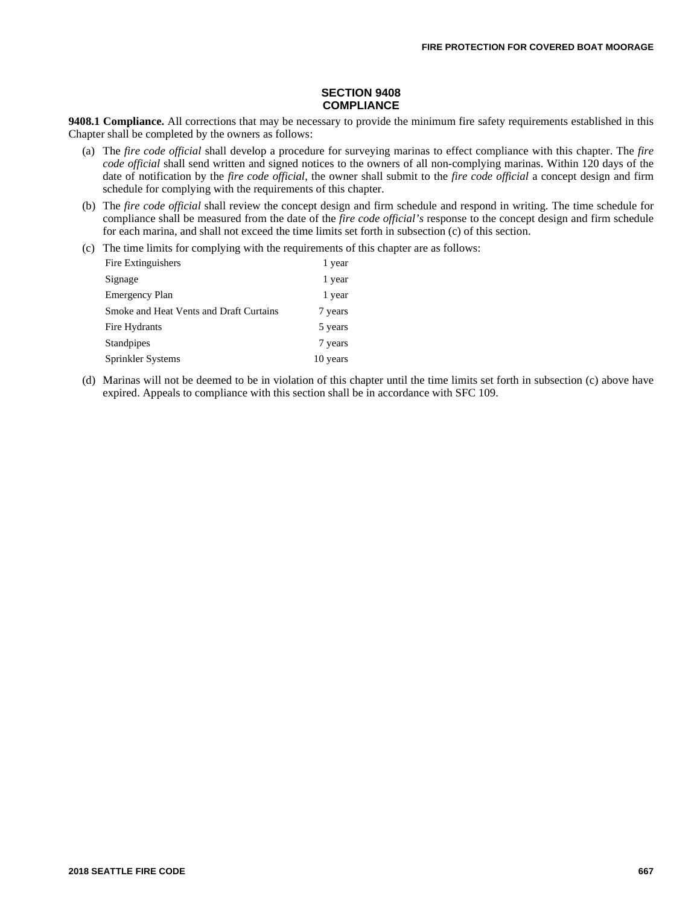## SECTION 9408
## COMPLIANCE

**9408.1 Compliance.** All corrections that may be necessary to provide the minimum fire safety requirements established in this Chapter shall be completed by the owners as follows:

(a) The *fire code official* shall develop a procedure for surveying marinas to effect compliance with this chapter. The *fire code official* shall send written and signed notices to the owners of all non-complying marinas. Within 120 days of the date of notification by the *fire code official*, the owner shall submit to the *fire code official* a concept design and firm schedule for complying with the requirements of this chapter.

(b) The *fire code official* shall review the concept design and firm schedule and respond in writing. The time schedule for compliance shall be measured from the date of the *fire code official's* response to the concept design and firm schedule for each marina, and shall not exceed the time limits set forth in subsection (c) of this section.

(c) The time limits for complying with the requirements of this chapter are as follows:

| | |
|---|---|
| Fire Extinguishers | 1 year |
| Signage | 1 year |
| Emergency Plan | 1 year |
| Smoke and Heat Vents and Draft Curtains | 7 years |
| Fire Hydrants | 5 years |
| Standpipes | 7 years |
| Sprinkler Systems | 10 years |

(d) Marinas will not be deemed to be in violation of this chapter until the time limits set forth in subsection (c) above have expired. Appeals to compliance with this section shall be in accordance with SFC 109.